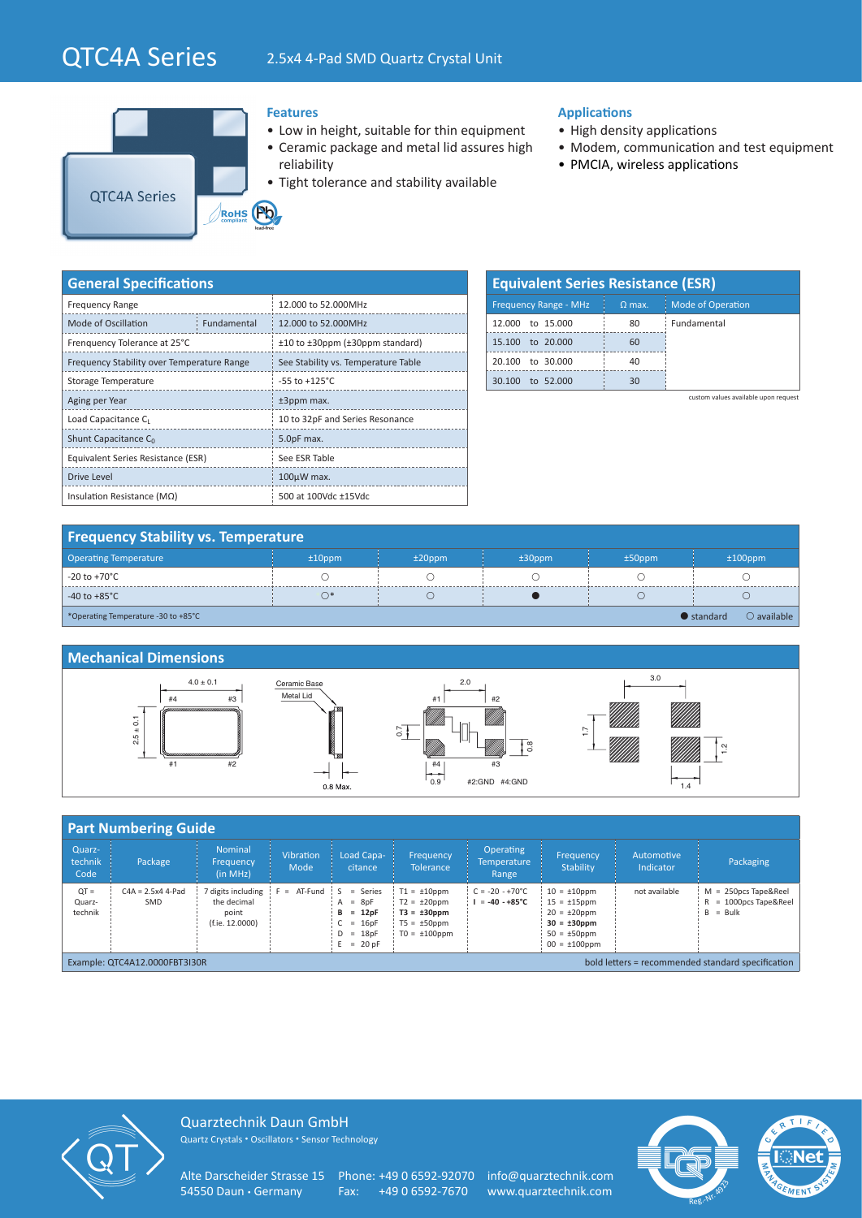# QTC4A Series

2.5x4 4-Pad SMD Quartz Crystal Unit

QTC4A Series

RoHS compliant · Pb lead-free

## Features

- Low in height, suitable for thin equipment
- Ceramic package and metal lid assures high reliability
- Tight tolerance and stability available

## Applications

- High density applications
- Modem, communication and test equipment
- PMCIA, wireless applications

## General Specifications

| Parameter | | Value |
|---|---|---|
| Frequency Range | | 12.000 to 52.000MHz |
| Mode of Oscillation | Fundamental | 12.000 to 52.000MHz |
| Frenquency Tolerance at 25°C | | ±10 to ±30ppm (±30ppm standard) |
| Frequency Stability over Temperature Range | | See Stability vs. Temperature Table |
| Storage Temperature | | -55 to +125°C |
| Aging per Year | | ±3ppm max. |
| Load Capacitance $C_L$ | | 10 to 32pF and Series Resonance |
| Shunt Capacitance $C_0$ | | 5.0pF max. |
| Equivalent Series Resistance (ESR) | | See ESR Table |
| Drive Level | | 100µW max. |
| Insulation Resistance (MΩ) | | 500 at 100Vdc ±15Vdc |

## Equivalent Series Resistance (ESR)

| Frequency Range - MHz | Ω max. | Mode of Operation |
|---|---|---|
| 12.000 to 15.000 | 80 | Fundamental |
| 15.100 to 20.000 | 60 | |
| 20.100 to 30.000 | 40 | |
| 30.100 to 52.000 | 30 | |

custom values available upon request

## Frequency Stability vs. Temperature

| Operating Temperature | ±10ppm | ±20ppm | ±30ppm | ±50ppm | ±100ppm |
|---|---|---|---|---|---|
| -20 to +70°C | ○ | ○ | ○ | ○ | ○ |
| -40 to +85°C | ○* | ○ | ● | ○ | ○ |

*Operating Temperature -30 to +85°C

● standard ○ available

## Mechanical Dimensions

4.0 ± 0.1; 2.5 ± 0.1; #1 #2 #3 #4; Ceramic Base; Metal Lid; 0.8 Max.; 2.0; 0.7; 0.8; 0.9; #2:GND #4:GND; 3.0; 1.7; 1.2; 1.4

## Part Numbering Guide

| Quarz-technik Code | Package | Nominal Frequency (in MHz) | Vibration Mode | Load Capa-citance | Frequency Tolerance | Operating Temperature Range | Frequency Stability | Automotive Indicator | Packaging |
|---|---|---|---|---|---|---|---|---|---|
| QT = Quarz-technik | C4A = 2.5x4 4-Pad SMD | 7 digits including the decimal point (f.ie. 12.0000) | F = AT-Fund | S = Series<br>A = 8pF<br>**B = 12pF**<br>C = 16pF<br>D = 18pF<br>E = 20 pF | T1 = ±10ppm<br>T2 = ±20ppm<br>**T3 = ±30ppm**<br>T5 = ±50ppm<br>T0 = ±100ppm | C = -20 - +70°C<br>**I = -40 - +85°C** | 10 = ±10ppm<br>15 = ±15ppm<br>20 = ±20ppm<br>**30 = ±30ppm**<br>50 = ±50ppm<br>00 = ±100ppm | not available | M = 250pcs Tape&Reel<br>R = 1000pcs Tape&Reel<br>B = Bulk |

Example: QTC4A12.0000FBT3I30R

bold letters = recommended standard specification

Quarztechnik Daun GmbH
Quartz Crystals • Oscillators • Sensor Technology

Alte Darscheider Strasse 15
54550 Daun • Germany

Phone: +49 0 6592-92070
Fax: +49 0 6592-7670

info@quarztechnik.com
www.quarztechnik.com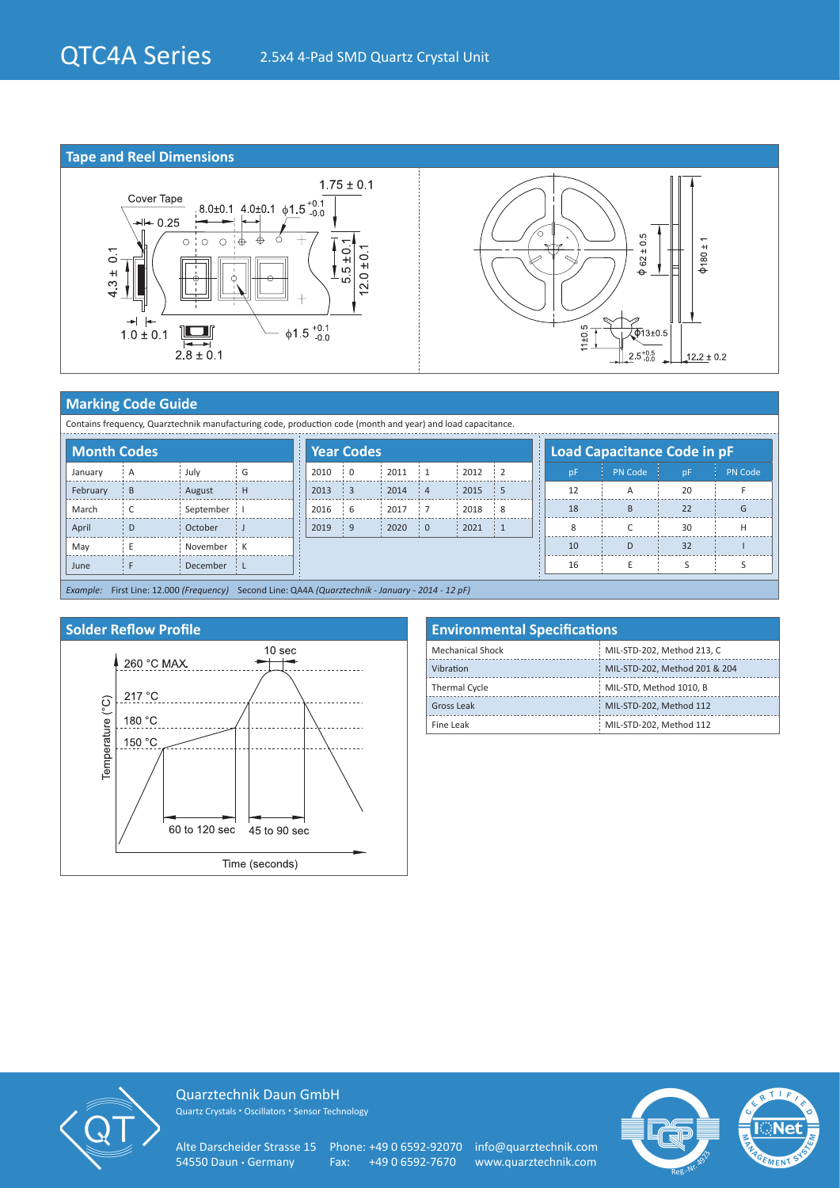# QTC4A Series

2.5x4 4-Pad SMD Quartz Crystal Unit

## Tape and Reel Dimensions

1.75 ± 0.1

Cover Tape

8.0±0.1 4.0±0.1 ϕ1.5 +0.1 -0.0

0.25

4.3 ± 0.1

5.5 ± 0.1

12.0 ± 0.1

1.0 ± 0.1

2.8 ± 0.1

ϕ1.5 +0.1 -0.0

ϕ 62 ± 0.5

ϕ180 ± 1

11±0.5

ϕ13±0.5

2.5 +0.5 -0.0

12.2 ± 0.2

## Marking Code Guide

Contains frequency, Quarztechnik manufacturing code, production code (month and year) and load capacitance.

### Month Codes

| | | | |
|---|---|---|---|
| January | A | July | G |
| February | B | August | H |
| March | C | September | I |
| April | D | October | J |
| May | E | November | K |
| June | F | December | L |

### Year Codes

| | | | | | |
|---|---|---|---|---|---|
| 2010 | 0 | 2011 | 1 | 2012 | 2 |
| 2013 | 3 | 2014 | 4 | 2015 | 5 |
| 2016 | 6 | 2017 | 7 | 2018 | 8 |
| 2019 | 9 | 2020 | 0 | 2021 | 1 |

### Load Capacitance Code in pF

| pF | PN Code | pF | PN Code |
|---|---|---|---|
| 12 | A | 20 | F |
| 18 | B | 22 | G |
| 8 | C | 30 | H |
| 10 | D | 32 | I |
| 16 | E | S | S |

*Example:* First Line: 12.000 *(Frequency)* Second Line: QA4A *(Quarztechnik - January - 2014 - 12 pF)*

## Solder Reflow Profile

10 sec

260 °C MAX.

217 °C

180 °C

150 °C

Temperature (°C)

60 to 120 sec

45 to 90 sec

Time (seconds)

## Environmental Specifications

| | |
|---|---|
| Mechanical Shock | MIL-STD-202, Method 213, C |
| Vibration | MIL-STD-202, Method 201 & 204 |
| Thermal Cycle | MIL-STD, Method 1010, B |
| Gross Leak | MIL-STD-202, Method 112 |
| Fine Leak | MIL-STD-202, Method 112 |

Quarztechnik Daun GmbH
Quartz Crystals • Oscillators • Sensor Technology

Alte Darscheider Strasse 15
54550 Daun • Germany

Phone: +49 0 6592-92070
Fax: +49 0 6592-7670

info@quarztechnik.com
www.quarztechnik.com